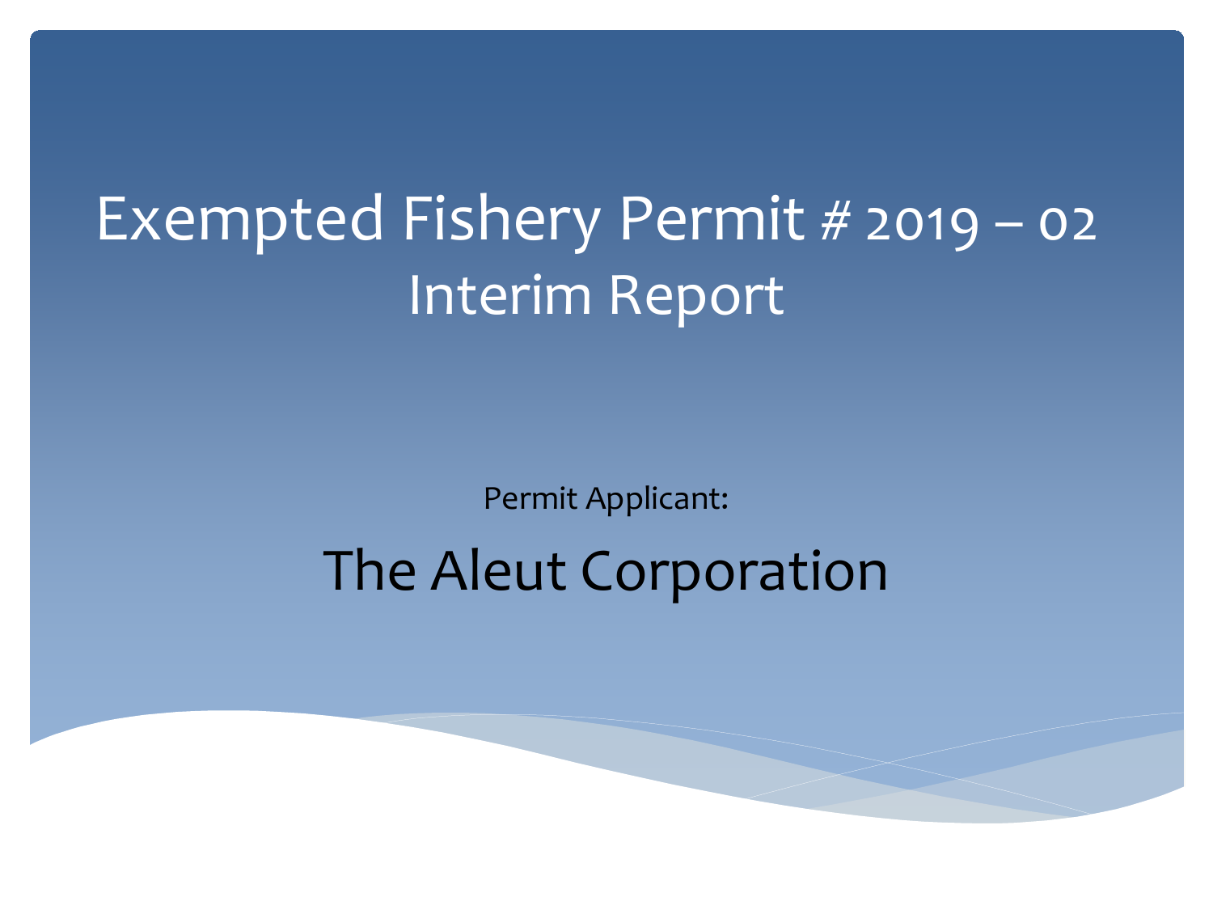# Exempted Fishery Permit # 2019 – 02
# Interim Report

Permit Applicant:

## The Aleut Corporation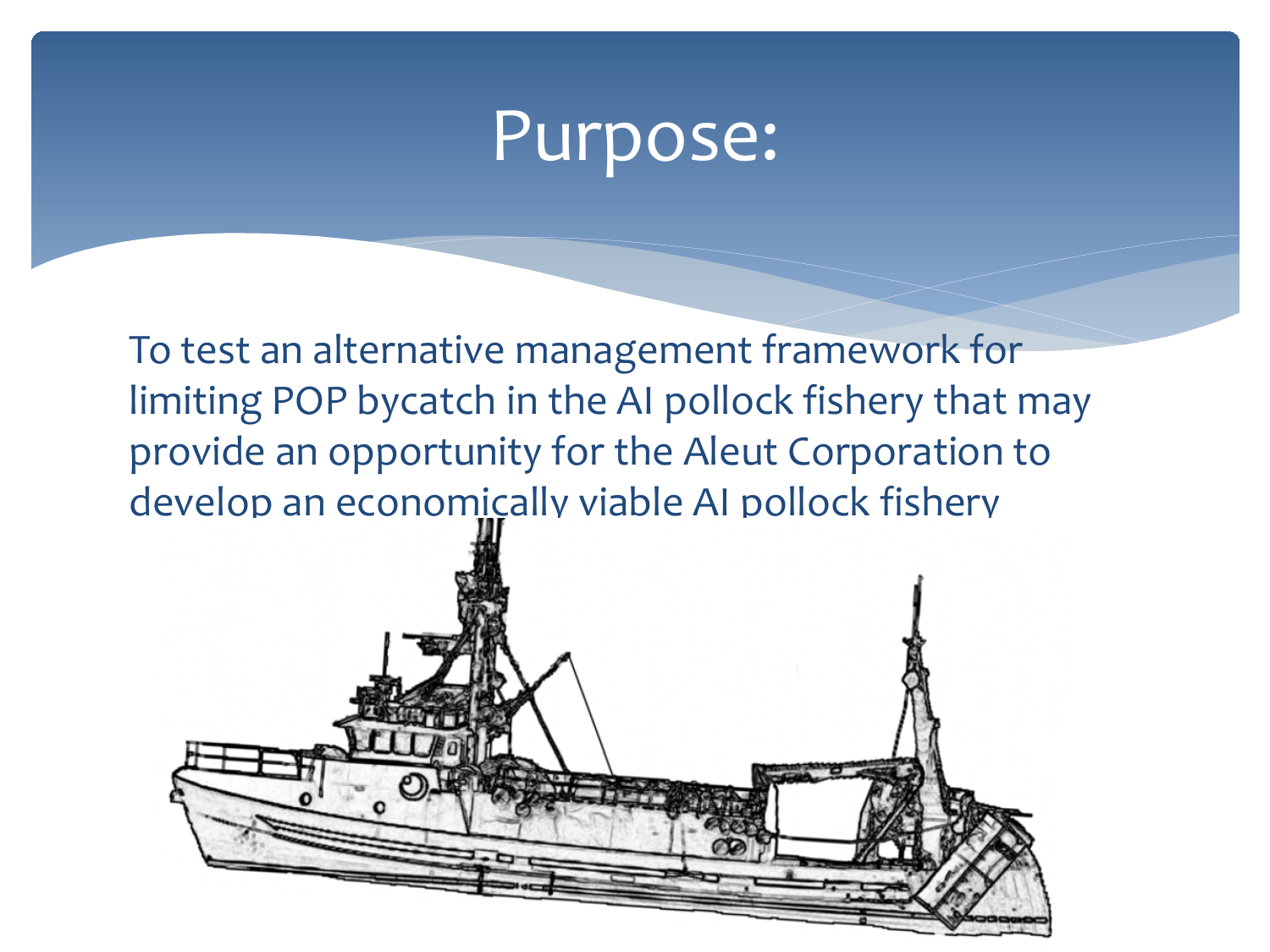# Purpose:

To test an alternative management framework for limiting POP bycatch in the AI pollock fishery that may provide an opportunity for the Aleut Corporation to develop an economically viable AI pollock fishery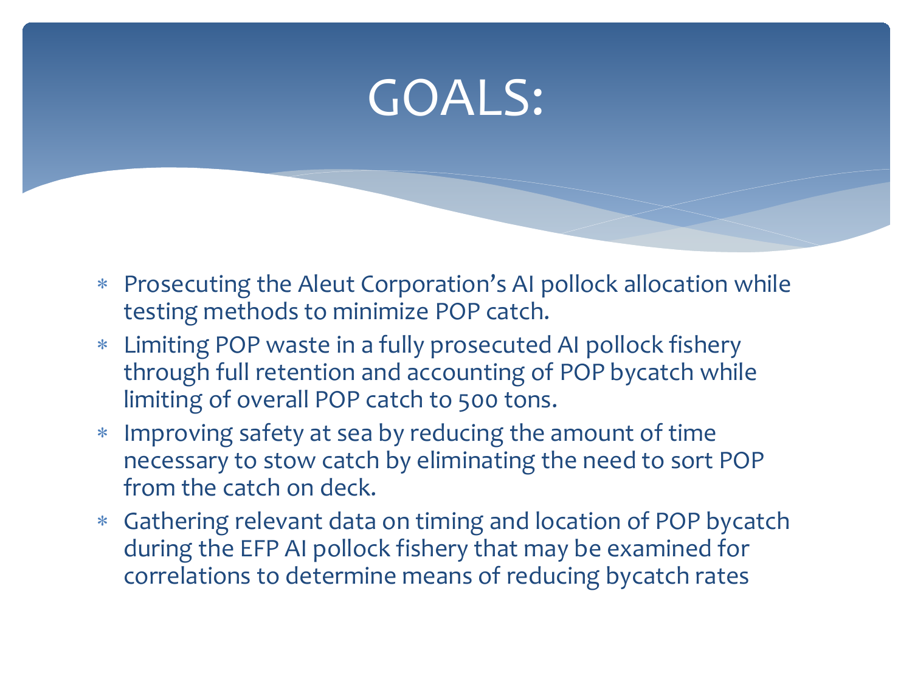# GOALS:

- Prosecuting the Aleut Corporation's AI pollock allocation while testing methods to minimize POP catch.
- Limiting POP waste in a fully prosecuted AI pollock fishery through full retention and accounting of POP bycatch while limiting of overall POP catch to 500 tons.
- Improving safety at sea by reducing the amount of time necessary to stow catch by eliminating the need to sort POP from the catch on deck.
- Gathering relevant data on timing and location of POP bycatch during the EFP AI pollock fishery that may be examined for correlations to determine means of reducing bycatch rates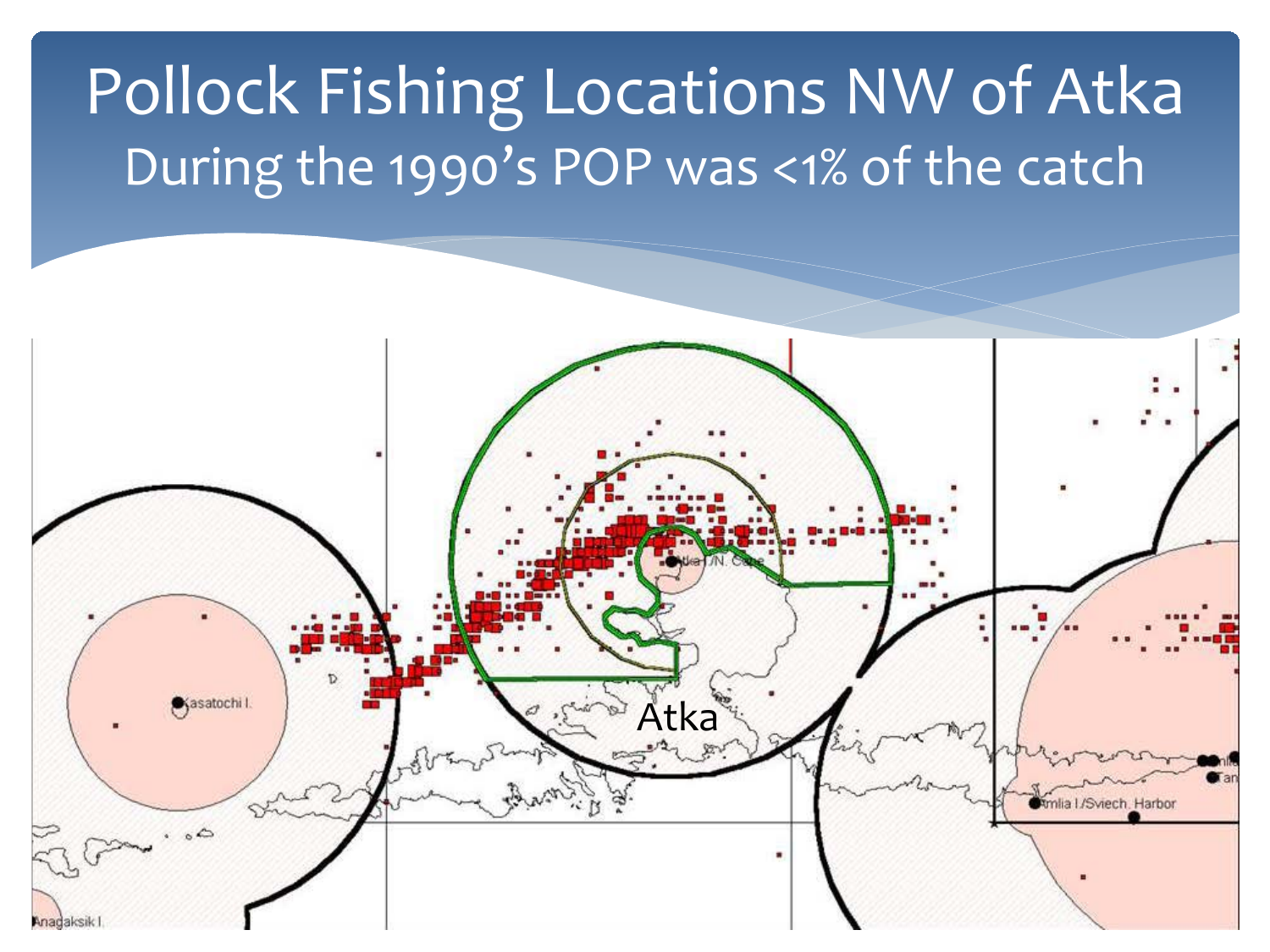# Pollock Fishing Locations NW of Atka

## During the 1990's POP was <1% of the catch

Atka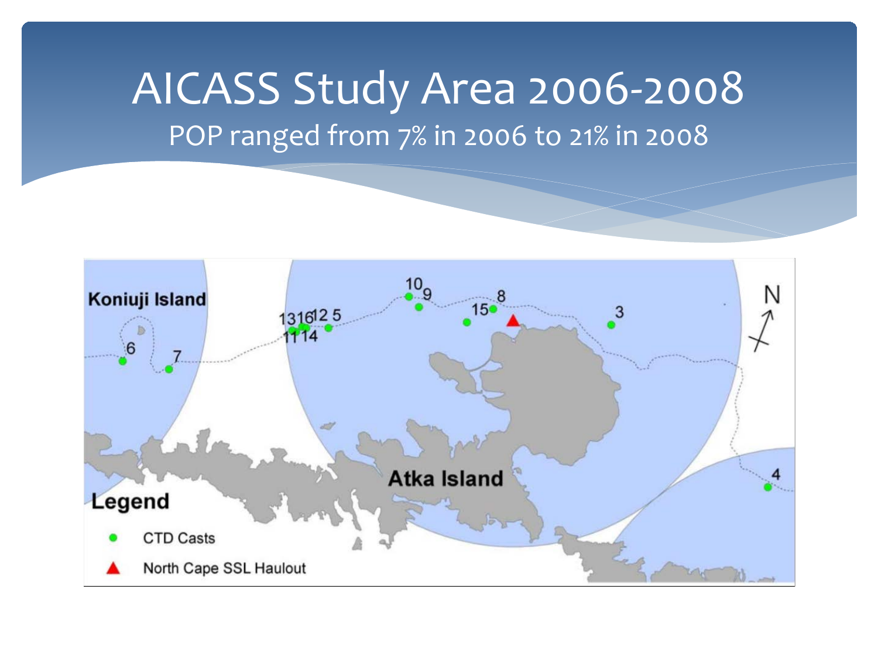# AICASS Study Area 2006-2008

POP ranged from 7% in 2006 to 21% in 2008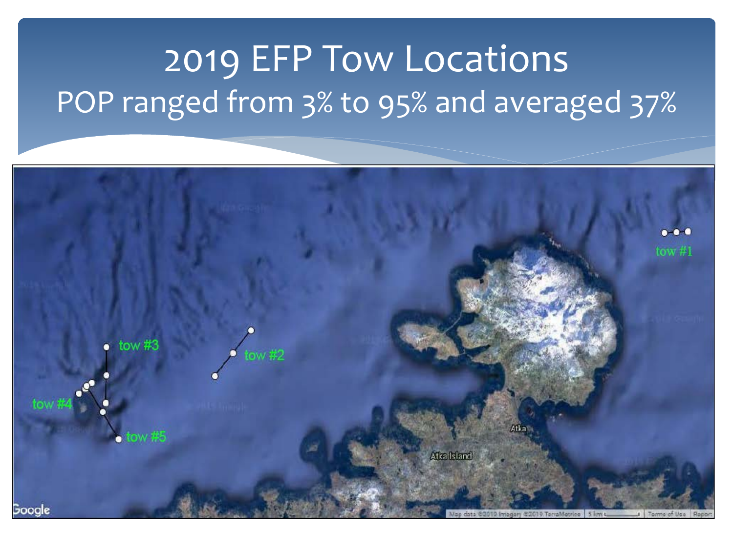# 2019 EFP Tow Locations

## POP ranged from 3% to 95% and averaged 37%

tow #1

tow #2

tow #3

tow #4

tow #5

Atka

Atka Island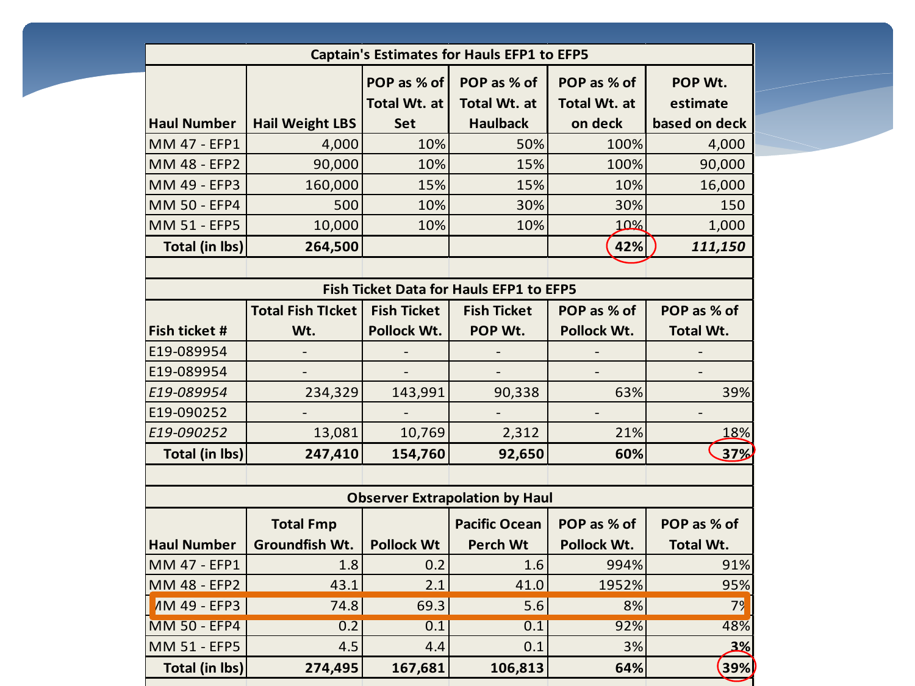### Captain's Estimates for Hauls EFP1 to EFP5

| Haul Number | Hail Weight LBS | POP as % of Total Wt. at Set | POP as % of Total Wt. at Haulback | POP as % of Total Wt. at on deck | POP Wt. estimate based on deck |
|---|---|---|---|---|---|
| MM 47 - EFP1 | 4,000 | 10% | 50% | 100% | 4,000 |
| MM 48 - EFP2 | 90,000 | 10% | 15% | 100% | 90,000 |
| MM 49 - EFP3 | 160,000 | 15% | 15% | 10% | 16,000 |
| MM 50 - EFP4 | 500 | 10% | 30% | 30% | 150 |
| MM 51 - EFP5 | 10,000 | 10% | 10% | 10% | 1,000 |
| **Total (in lbs)** | **264,500** | | | **42%** | ***111,150*** |

### Fish Ticket Data for Hauls EFP1 to EFP5

| Fish ticket # | Total Fish TIcket Wt. | Fish Ticket Pollock Wt. | Fish Ticket POP Wt. | POP as % of Pollock Wt. | POP as % of Total Wt. |
|---|---|---|---|---|---|
| E19-089954 | - | - | - | - | - |
| E19-089954 | - | - | - | - | - |
| *E19-089954* | 234,329 | 143,991 | 90,338 | 63% | 39% |
| E19-090252 | - | - | - | - | - |
| *E19-090252* | 13,081 | 10,769 | 2,312 | 21% | 18% |
| **Total (in lbs)** | **247,410** | **154,760** | **92,650** | **60%** | **37%** |

### Observer Extrapolation by Haul

| Haul Number | Total Fmp Groundfish Wt. | Pollock Wt | Pacific Ocean Perch Wt | POP as % of Pollock Wt. | POP as % of Total Wt. |
|---|---|---|---|---|---|
| MM 47 - EFP1 | 1.8 | 0.2 | 1.6 | 994% | 91% |
| MM 48 - EFP2 | 43.1 | 2.1 | 41.0 | 1952% | 95% |
| MM 49 - EFP3 | 74.8 | 69.3 | 5.6 | 8% | 7% |
| MM 50 - EFP4 | 0.2 | 0.1 | 0.1 | 92% | 48% |
| MM 51 - EFP5 | 4.5 | 4.4 | 0.1 | 3% | **3%** |
| **Total (in lbs)** | **274,495** | **167,681** | **106,813** | **64%** | **39%** |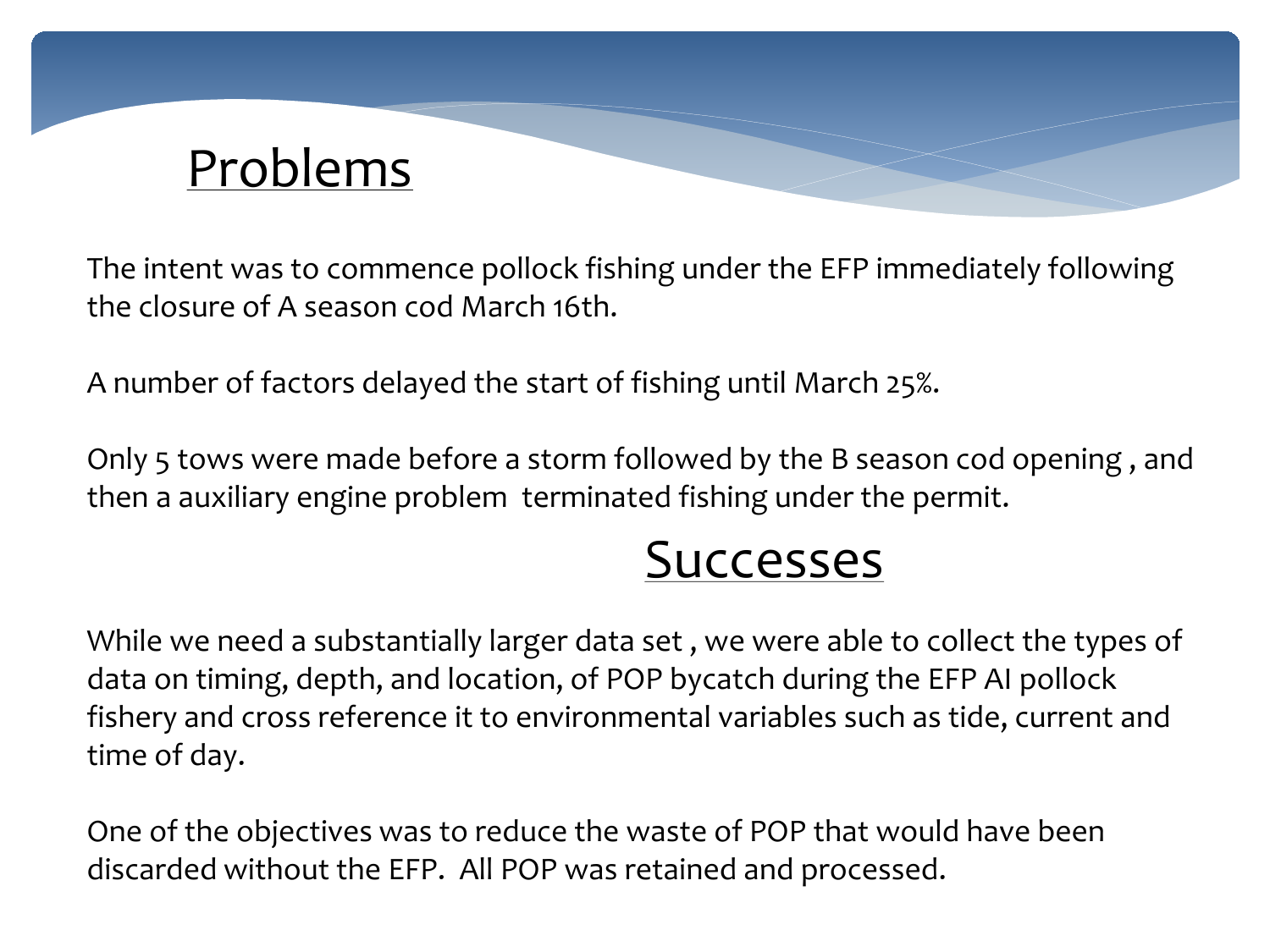## Problems

The intent was to commence pollock fishing under the EFP immediately following the closure of A season cod March 16th.

A number of factors delayed the start of fishing until March 25%.

Only 5 tows were made before a storm followed by the B season cod opening , and then a auxiliary engine problem terminated fishing under the permit.

## Successes

While we need a substantially larger data set , we were able to collect the types of data on timing, depth, and location, of POP bycatch during the EFP AI pollock fishery and cross reference it to environmental variables such as tide, current and time of day.

One of the objectives was to reduce the waste of POP that would have been discarded without the EFP. All POP was retained and processed.